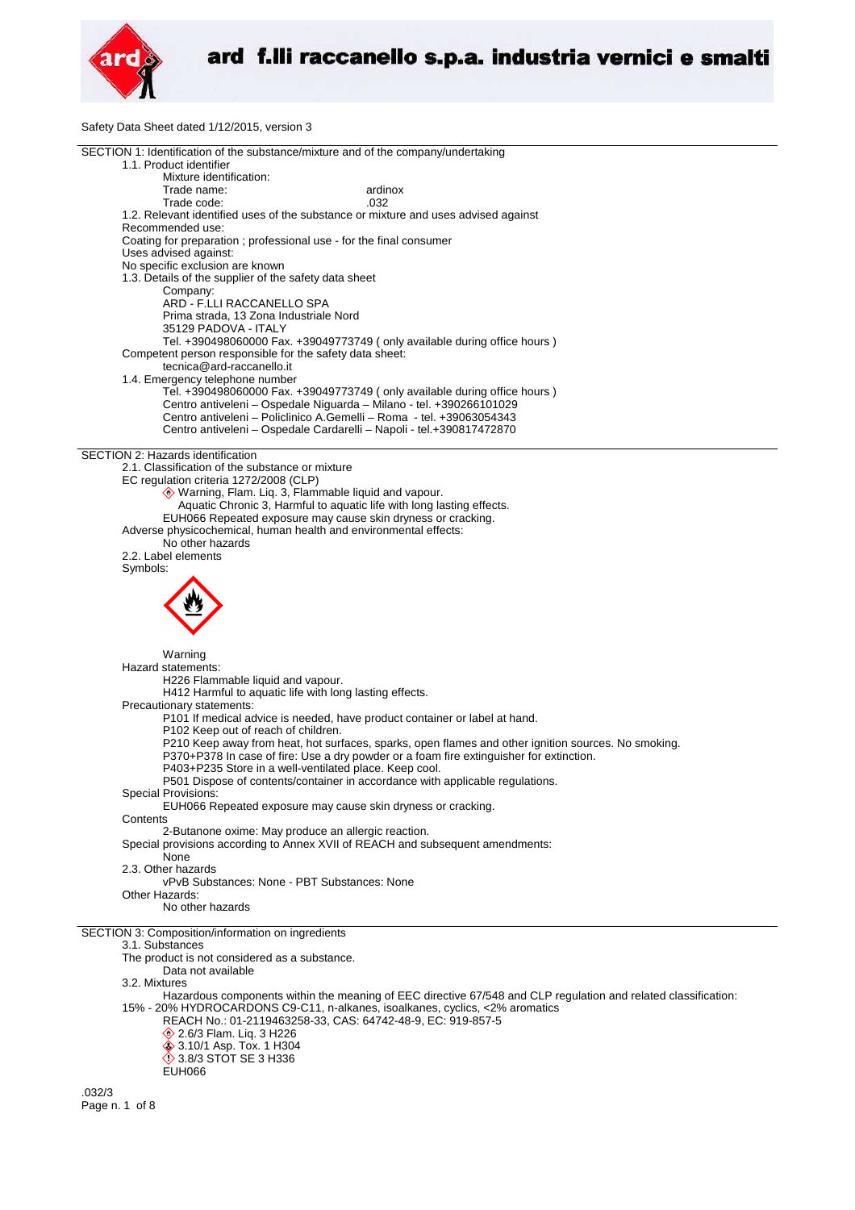ard f.lli raccanello s.p.a. industria vernici e smalti

Safety Data Sheet dated 1/12/2015, version 3

## SECTION 1: Identification of the substance/mixture and of the company/undertaking

1.1. Product identifier

Mixture identification:

Trade name: ardinox

Trade code: .032

1.2. Relevant identified uses of the substance or mixture and uses advised against

Recommended use:

Coating for preparation ; professional use - for the final consumer

Uses advised against:

No specific exclusion are known

1.3. Details of the supplier of the safety data sheet

Company:

ARD - F.LLI RACCANELLO SPA

Prima strada, 13 Zona Industriale Nord

35129 PADOVA - ITALY

Tel. +390498060000 Fax. +39049773749 ( only available during office hours )

Competent person responsible for the safety data sheet:

tecnica@ard-raccanello.it

1.4. Emergency telephone number

Tel. +390498060000 Fax. +39049773749 ( only available during office hours )

Centro antiveleni – Ospedale Niguarda – Milano - tel. +390266101029

Centro antiveleni – Policlinico A.Gemelli – Roma - tel. +39063054343

Centro antiveleni – Ospedale Cardarelli – Napoli - tel.+390817472870

## SECTION 2: Hazards identification

2.1. Classification of the substance or mixture

EC regulation criteria 1272/2008 (CLP)

Warning, Flam. Liq. 3, Flammable liquid and vapour.

Aquatic Chronic 3, Harmful to aquatic life with long lasting effects.

EUH066 Repeated exposure may cause skin dryness or cracking.

Adverse physicochemical, human health and environmental effects:

No other hazards

2.2. Label elements

Symbols:

Warning

Hazard statements:

H226 Flammable liquid and vapour.

H412 Harmful to aquatic life with long lasting effects.

Precautionary statements:

P101 If medical advice is needed, have product container or label at hand.

P102 Keep out of reach of children.

P210 Keep away from heat, hot surfaces, sparks, open flames and other ignition sources. No smoking.

P370+P378 In case of fire: Use a dry powder or a foam fire extinguisher for extinction.

P403+P235 Store in a well-ventilated place. Keep cool.

P501 Dispose of contents/container in accordance with applicable regulations.

Special Provisions:

EUH066 Repeated exposure may cause skin dryness or cracking.

Contents

2-Butanone oxime: May produce an allergic reaction.

Special provisions according to Annex XVII of REACH and subsequent amendments:

None

2.3. Other hazards

vPvB Substances: None - PBT Substances: None

Other Hazards:

No other hazards

## SECTION 3: Composition/information on ingredients

3.1. Substances

The product is not considered as a substance.

Data not available

3.2. Mixtures

Hazardous components within the meaning of EEC directive 67/548 and CLP regulation and related classification:

15% - 20% HYDROCARDONS C9-C11, n-alkanes, isoalkanes, cyclics, <2% aromatics

REACH No.: 01-2119463258-33, CAS: 64742-48-9, EC: 919-857-5

2.6/3 Flam. Liq. 3 H226

3.10/1 Asp. Tox. 1 H304

3.8/3 STOT SE 3 H336

EUH066

.032/3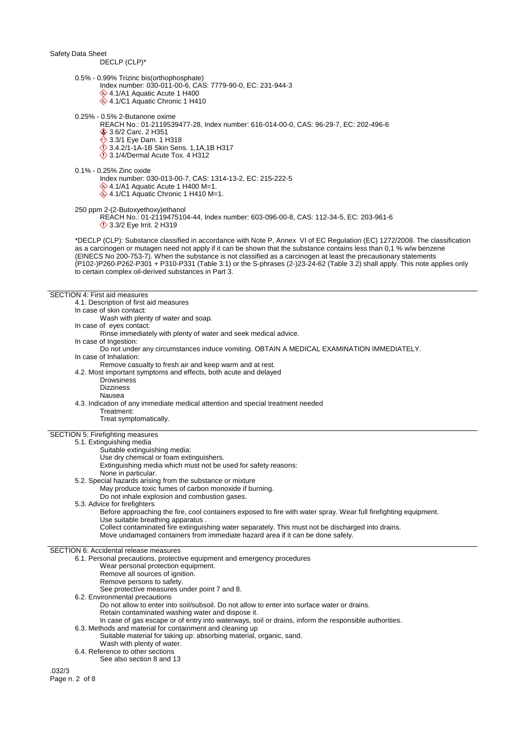Safety Data Sheet

DECLP (CLP)*

0.5% - 0.99% Trizinc bis(orthophosphate)
- Index number: 030-011-00-6, CAS: 7779-90-0, EC: 231-944-3
- 4.1/A1 Aquatic Acute 1 H400
- 4.1/C1 Aquatic Chronic 1 H410

0.25% - 0.5% 2-Butanone oxime
- REACH No.: 01-2119539477-28, Index number: 616-014-00-0, CAS: 96-29-7, EC: 202-496-6
- 3.6/2 Carc. 2 H351
- 3.3/1 Eye Dam. 1 H318
- 3.4.2/1-1A-1B Skin Sens. 1,1A,1B H317
- 3.1/4/Dermal Acute Tox. 4 H312

0.1% - 0.25% Zinc oxide
- Index number: 030-013-00-7, CAS: 1314-13-2, EC: 215-222-5
- 4.1/A1 Aquatic Acute 1 H400 M=1.
- 4.1/C1 Aquatic Chronic 1 H410 M=1.

250 ppm 2-(2-Butoxyethoxy)ethanol
- REACH No.: 01-2119475104-44, Index number: 603-096-00-8, CAS: 112-34-5, EC: 203-961-6
- 3.3/2 Eye Irrit. 2 H319

*DECLP (CLP): Substance classified in accordance with Note P, Annex VI of EC Regulation (EC) 1272/2008. The classification as a carcinogen or mutagen need not apply if it can be shown that the substance contains less than 0,1 % w/w benzene (EINECS No 200-753-7). When the substance is not classified as a carcinogen at least the precautionary statements (P102-)P260-P262-P301 + P310-P331 (Table 3.1) or the S-phrases (2-)23-24-62 (Table 3.2) shall apply. This note applies only to certain complex oil-derived substances in Part 3.

## SECTION 4: First aid measures

### 4.1. Description of first aid measures

In case of skin contact:
- Wash with plenty of water and soap.

In case of eyes contact:
- Rinse immediately with plenty of water and seek medical advice.

In case of Ingestion:
- Do not under any circumstances induce vomiting. OBTAIN A MEDICAL EXAMINATION IMMEDIATELY.

In case of Inhalation:
- Remove casualty to fresh air and keep warm and at rest.

### 4.2. Most important symptoms and effects, both acute and delayed

- Drowsiness
- Dizziness
- Nausea

### 4.3. Indication of any immediate medical attention and special treatment needed

Treatment:
- Treat symptomatically.

## SECTION 5: Firefighting measures

### 5.1. Extinguishing media

Suitable extinguishing media:
Use dry chemical or foam extinguishers.
Extinguishing media which must not be used for safety reasons:
None in particular.

### 5.2. Special hazards arising from the substance or mixture

May produce toxic fumes of carbon monoxide if burning.
Do not inhale explosion and combustion gases.

### 5.3. Advice for firefighters

Before approaching the fire, cool containers exposed to fire with water spray. Wear full firefighting equipment.
Use suitable breathing apparatus .
Collect contaminated fire extinguishing water separately. This must not be discharged into drains.
Move undamaged containers from immediate hazard area if it can be done safely.

## SECTION 6: Accidental release measures

### 6.1. Personal precautions, protective equipment and emergency procedures

Wear personal protection equipment.
Remove all sources of ignition.
Remove persons to safety.
See protective measures under point 7 and 8.

### 6.2. Environmental precautions

Do not allow to enter into soil/subsoil. Do not allow to enter into surface water or drains.
Retain contaminated washing water and dispose it.
In case of gas escape or of entry into waterways, soil or drains, inform the responsible authorities.

### 6.3. Methods and material for containment and cleaning up

Suitable material for taking up: absorbing material, organic, sand.
Wash with plenty of water.

### 6.4. Reference to other sections

See also section 8 and 13

.032/3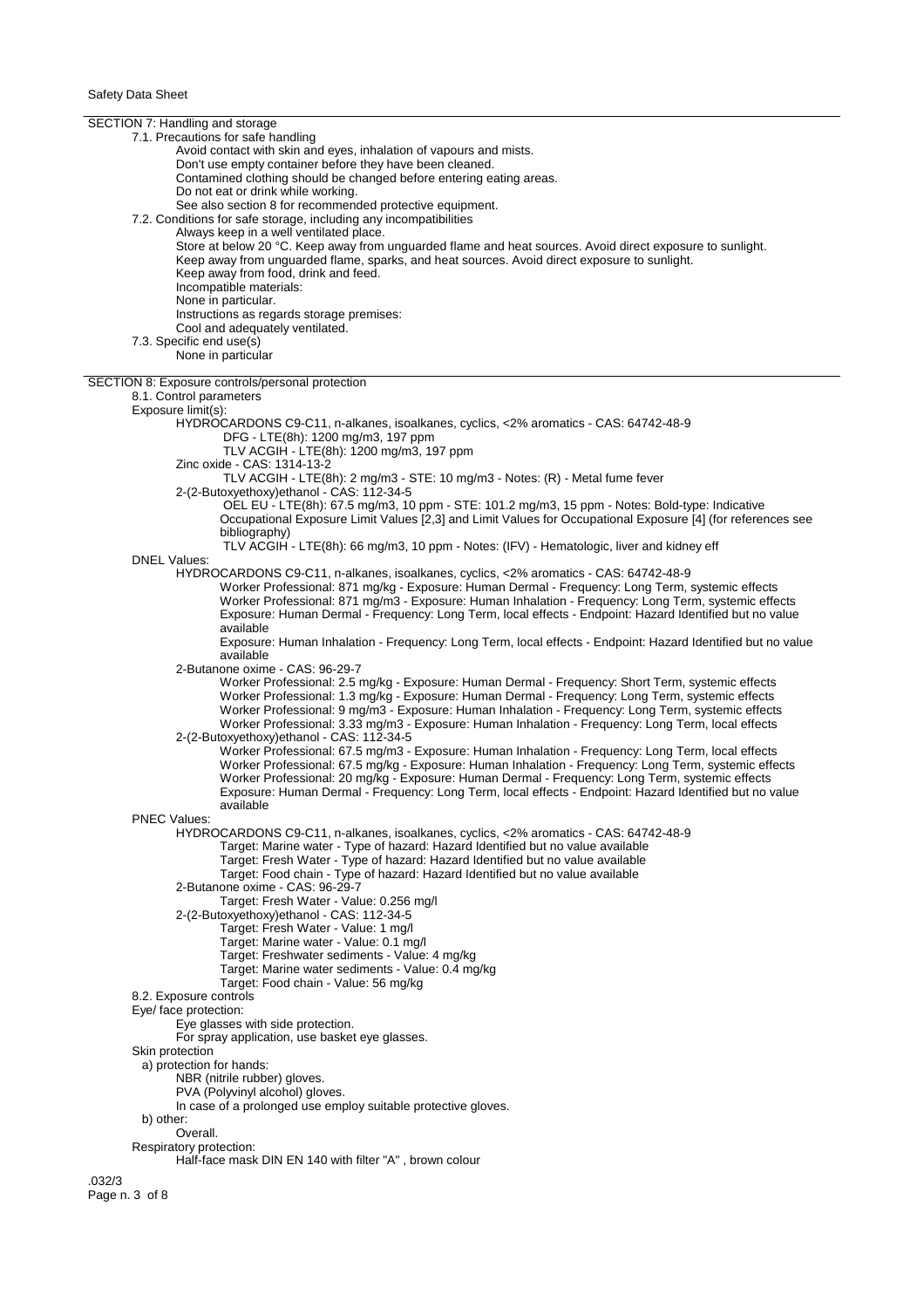## SECTION 7: Handling and storage

7.1. Precautions for safe handling

Avoid contact with skin and eyes, inhalation of vapours and mists.
Don't use empty container before they have been cleaned.
Contamined clothing should be changed before entering eating areas.
Do not eat or drink while working.
See also section 8 for recommended protective equipment.

7.2. Conditions for safe storage, including any incompatibilities

Always keep in a well ventilated place.
Store at below 20 °C. Keep away from unguarded flame and heat sources. Avoid direct exposure to sunlight.
Keep away from unguarded flame, sparks, and heat sources. Avoid direct exposure to sunlight.
Keep away from food, drink and feed.
Incompatible materials:
None in particular.
Instructions as regards storage premises:
Cool and adequately ventilated.

7.3. Specific end use(s)

None in particular

## SECTION 8: Exposure controls/personal protection

8.1. Control parameters

Exposure limit(s):

HYDROCARDONS C9-C11, n-alkanes, isoalkanes, cyclics, <2% aromatics - CAS: 64742-48-9
DFG - LTE(8h): 1200 mg/m3, 197 ppm
TLV ACGIH - LTE(8h): 1200 mg/m3, 197 ppm

Zinc oxide - CAS: 1314-13-2
TLV ACGIH - LTE(8h): 2 mg/m3 - STE: 10 mg/m3 - Notes: (R) - Metal fume fever

2-(2-Butoxyethoxy)ethanol - CAS: 112-34-5
OEL EU - LTE(8h): 67.5 mg/m3, 10 ppm - STE: 101.2 mg/m3, 15 ppm - Notes: Bold-type: Indicative Occupational Exposure Limit Values [2,3] and Limit Values for Occupational Exposure [4] (for references see bibliography)
TLV ACGIH - LTE(8h): 66 mg/m3, 10 ppm - Notes: (IFV) - Hematologic, liver and kidney eff

DNEL Values:

HYDROCARDONS C9-C11, n-alkanes, isoalkanes, cyclics, <2% aromatics - CAS: 64742-48-9
Worker Professional: 871 mg/kg - Exposure: Human Dermal - Frequency: Long Term, systemic effects
Worker Professional: 871 mg/m3 - Exposure: Human Inhalation - Frequency: Long Term, systemic effects
Exposure: Human Dermal - Frequency: Long Term, local effects - Endpoint: Hazard Identified but no value available
Exposure: Human Inhalation - Frequency: Long Term, local effects - Endpoint: Hazard Identified but no value available

2-Butanone oxime - CAS: 96-29-7
Worker Professional: 2.5 mg/kg - Exposure: Human Dermal - Frequency: Short Term, systemic effects
Worker Professional: 1.3 mg/kg - Exposure: Human Dermal - Frequency: Long Term, systemic effects
Worker Professional: 9 mg/m3 - Exposure: Human Inhalation - Frequency: Long Term, systemic effects
Worker Professional: 3.33 mg/m3 - Exposure: Human Inhalation - Frequency: Long Term, local effects

2-(2-Butoxyethoxy)ethanol - CAS: 112-34-5
Worker Professional: 67.5 mg/m3 - Exposure: Human Inhalation - Frequency: Long Term, local effects
Worker Professional: 67.5 mg/kg - Exposure: Human Inhalation - Frequency: Long Term, systemic effects
Worker Professional: 20 mg/kg - Exposure: Human Dermal - Frequency: Long Term, systemic effects
Exposure: Human Dermal - Frequency: Long Term, local effects - Endpoint: Hazard Identified but no value available

PNEC Values:

HYDROCARDONS C9-C11, n-alkanes, isoalkanes, cyclics, <2% aromatics - CAS: 64742-48-9
Target: Marine water - Type of hazard: Hazard Identified but no value available
Target: Fresh Water - Type of hazard: Hazard Identified but no value available
Target: Food chain - Type of hazard: Hazard Identified but no value available

2-Butanone oxime - CAS: 96-29-7
Target: Fresh Water - Value: 0.256 mg/l

2-(2-Butoxyethoxy)ethanol - CAS: 112-34-5
Target: Fresh Water - Value: 1 mg/l
Target: Marine water - Value: 0.1 mg/l
Target: Freshwater sediments - Value: 4 mg/kg
Target: Marine water sediments - Value: 0.4 mg/kg
Target: Food chain - Value: 56 mg/kg

8.2. Exposure controls

Eye/ face protection:
Eye glasses with side protection.
For spray application, use basket eye glasses.

Skin protection

a) protection for hands:
NBR (nitrile rubber) gloves.
PVA (Polyvinyl alcohol) gloves.
In case of a prolonged use employ suitable protective gloves.

b) other:
Overall.

Respiratory protection:
Half-face mask DIN EN 140 with filter "A" , brown colour

.032/3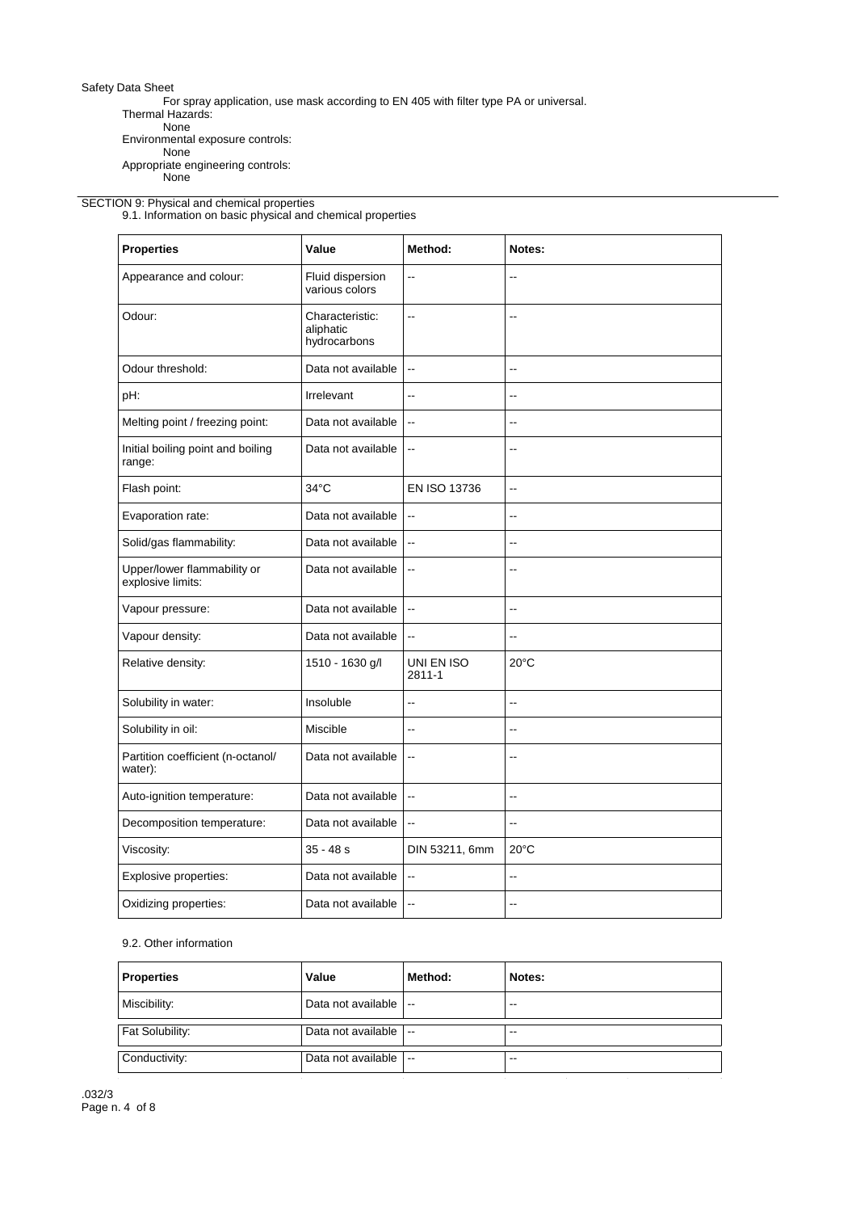For spray application, use mask according to EN 405 with filter type PA or universal.

Thermal Hazards:

None

Environmental exposure controls:

None

Appropriate engineering controls:

None

## SECTION 9: Physical and chemical properties

9.1. Information on basic physical and chemical properties

| Properties | Value | Method: | Notes: |
|---|---|---|---|
| Appearance and colour: | Fluid dispersion various colors | -- | -- |
| Odour: | Characteristic: aliphatic hydrocarbons | -- | -- |
| Odour threshold: | Data not available | -- | -- |
| pH: | Irrelevant | -- | -- |
| Melting point / freezing point: | Data not available | -- | -- |
| Initial boiling point and boiling range: | Data not available | -- | -- |
| Flash point: | 34°C | EN ISO 13736 | -- |
| Evaporation rate: | Data not available | -- | -- |
| Solid/gas flammability: | Data not available | -- | -- |
| Upper/lower flammability or explosive limits: | Data not available | -- | -- |
| Vapour pressure: | Data not available | -- | -- |
| Vapour density: | Data not available | -- | -- |
| Relative density: | 1510 - 1630 g/l | UNI EN ISO 2811-1 | 20°C |
| Solubility in water: | Insoluble | -- | -- |
| Solubility in oil: | Miscible | -- | -- |
| Partition coefficient (n-octanol/water): | Data not available | -- | -- |
| Auto-ignition temperature: | Data not available | -- | -- |
| Decomposition temperature: | Data not available | -- | -- |
| Viscosity: | 35 - 48 s | DIN 53211, 6mm | 20°C |
| Explosive properties: | Data not available | -- | -- |
| Oxidizing properties: | Data not available | -- | -- |

9.2. Other information

| Properties | Value | Method: | Notes: |
|---|---|---|---|
| Miscibility: | Data not available | -- | -- |
| Fat Solubility: | Data not available | -- | -- |
| Conductivity: | Data not available | -- | -- |

.032/3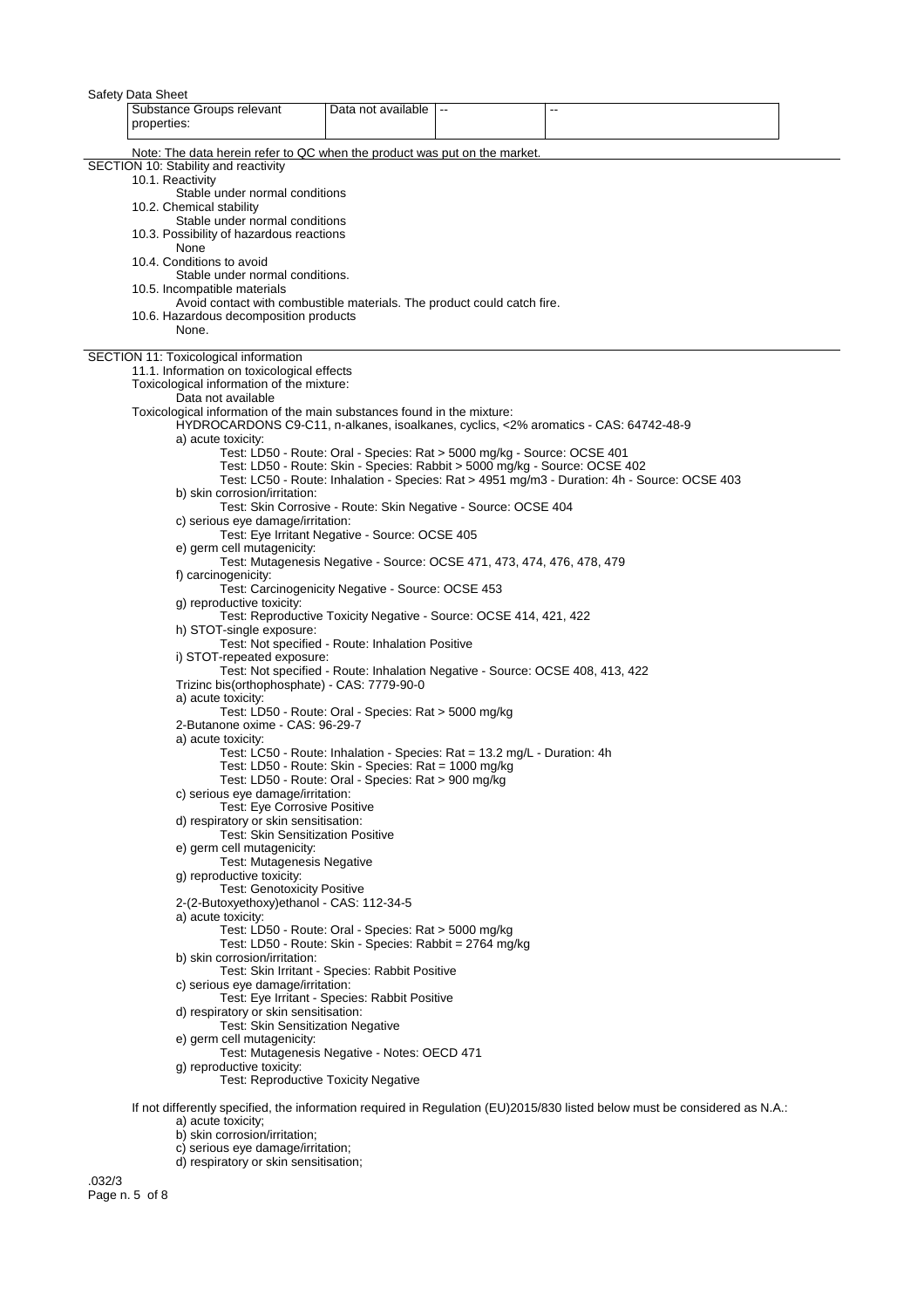| Substance Groups relevant properties: | Data not available | -- | -- |
|---|---|---|---|

Note: The data herein refer to QC when the product was put on the market.

## SECTION 10: Stability and reactivity

10.1. Reactivity

Stable under normal conditions

10.2. Chemical stability

Stable under normal conditions

10.3. Possibility of hazardous reactions

None

10.4. Conditions to avoid

Stable under normal conditions.

10.5. Incompatible materials

Avoid contact with combustible materials. The product could catch fire.

10.6. Hazardous decomposition products

None.

## SECTION 11: Toxicological information

11.1. Information on toxicological effects

Toxicological information of the mixture:

Data not available

Toxicological information of the main substances found in the mixture:

HYDROCARDONS C9-C11, n-alkanes, isoalkanes, cyclics, <2% aromatics - CAS: 64742-48-9

a) acute toxicity:

Test: LD50 - Route: Oral - Species: Rat > 5000 mg/kg - Source: OCSE 401

Test: LD50 - Route: Skin - Species: Rabbit > 5000 mg/kg - Source: OCSE 402

Test: LC50 - Route: Inhalation - Species: Rat > 4951 mg/m3 - Duration: 4h - Source: OCSE 403

b) skin corrosion/irritation:

Test: Skin Corrosive - Route: Skin Negative - Source: OCSE 404

c) serious eye damage/irritation:

Test: Eye Irritant Negative - Source: OCSE 405

e) germ cell mutagenicity:

Test: Mutagenesis Negative - Source: OCSE 471, 473, 474, 476, 478, 479

f) carcinogenicity:

Test: Carcinogenicity Negative - Source: OCSE 453

g) reproductive toxicity:

Test: Reproductive Toxicity Negative - Source: OCSE 414, 421, 422

h) STOT-single exposure:

Test: Not specified - Route: Inhalation Positive

i) STOT-repeated exposure:

Test: Not specified - Route: Inhalation Negative - Source: OCSE 408, 413, 422

Trizinc bis(orthophosphate) - CAS: 7779-90-0

a) acute toxicity:

Test: LD50 - Route: Oral - Species: Rat > 5000 mg/kg

2-Butanone oxime - CAS: 96-29-7

a) acute toxicity:

Test: LC50 - Route: Inhalation - Species: Rat = 13.2 mg/L - Duration: 4h

Test: LD50 - Route: Skin - Species: Rat = 1000 mg/kg

Test: LD50 - Route: Oral - Species: Rat > 900 mg/kg

c) serious eye damage/irritation:

Test: Eye Corrosive Positive

d) respiratory or skin sensitisation:

Test: Skin Sensitization Positive

e) germ cell mutagenicity:

Test: Mutagenesis Negative

g) reproductive toxicity:

Test: Genotoxicity Positive

2-(2-Butoxyethoxy)ethanol - CAS: 112-34-5

a) acute toxicity:

Test: LD50 - Route: Oral - Species: Rat > 5000 mg/kg

Test: LD50 - Route: Skin - Species: Rabbit = 2764 mg/kg

b) skin corrosion/irritation:

Test: Skin Irritant - Species: Rabbit Positive

c) serious eye damage/irritation:

Test: Eye Irritant - Species: Rabbit Positive

d) respiratory or skin sensitisation:

Test: Skin Sensitization Negative

e) germ cell mutagenicity:

Test: Mutagenesis Negative - Notes: OECD 471

g) reproductive toxicity:

Test: Reproductive Toxicity Negative

If not differently specified, the information required in Regulation (EU)2015/830 listed below must be considered as N.A.:

- a) acute toxicity;
- b) skin corrosion/irritation;
- c) serious eye damage/irritation;
- d) respiratory or skin sensitisation;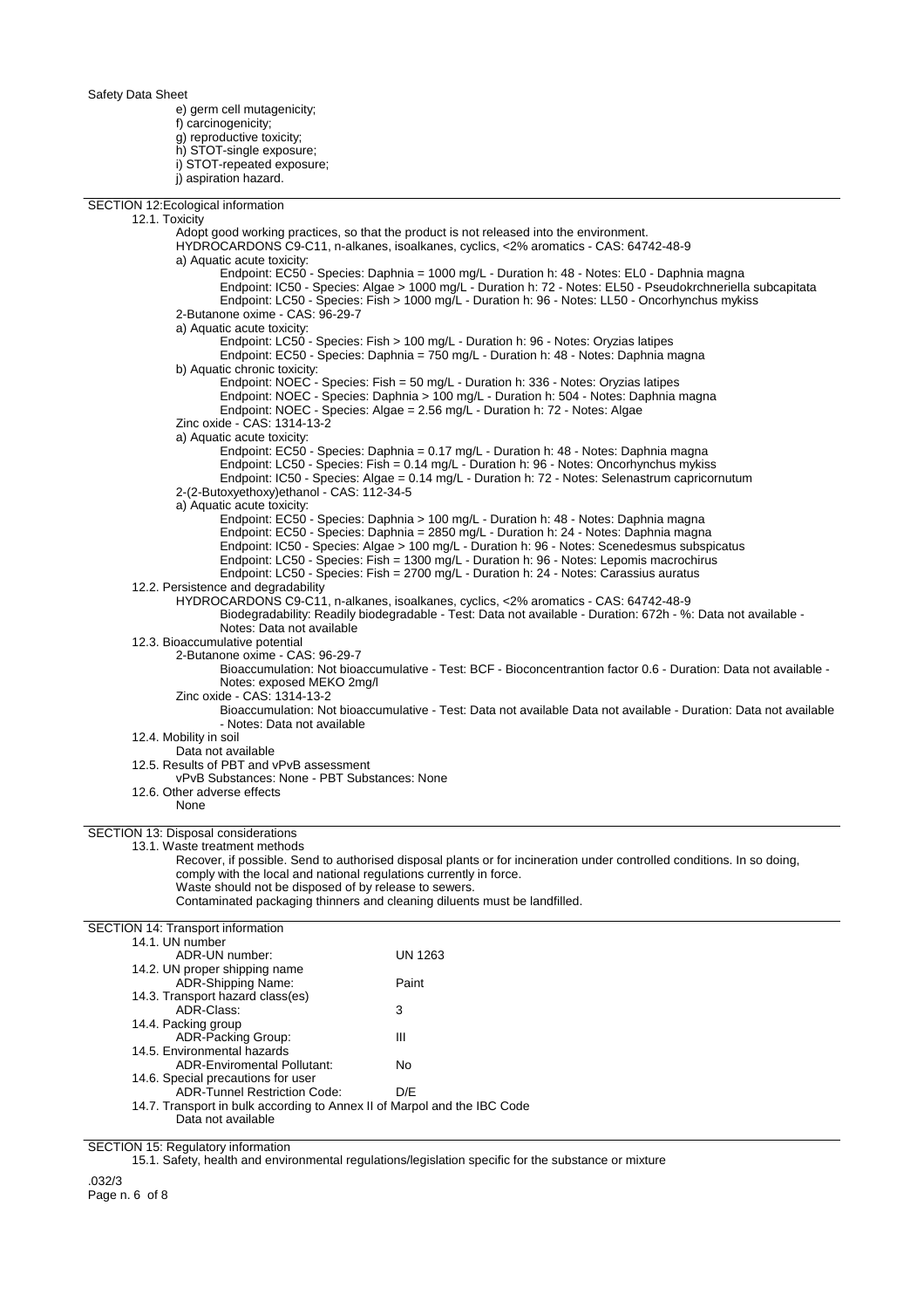e) germ cell mutagenicity;
f) carcinogenicity;
g) reproductive toxicity;
h) STOT-single exposure;
i) STOT-repeated exposure;
j) aspiration hazard.

## SECTION 12:Ecological information

### 12.1. Toxicity

Adopt good working practices, so that the product is not released into the environment.

HYDROCARDONS C9-C11, n-alkanes, isoalkanes, cyclics, <2% aromatics - CAS: 64742-48-9

a) Aquatic acute toxicity:

Endpoint: EC50 - Species: Daphnia = 1000 mg/L - Duration h: 48 - Notes: EL0 - Daphnia magna
Endpoint: IC50 - Species: Algae > 1000 mg/L - Duration h: 72 - Notes: EL50 - Pseudokrchneriella subcapitata
Endpoint: LC50 - Species: Fish > 1000 mg/L - Duration h: 96 - Notes: LL50 - Oncorhynchus mykiss

2-Butanone oxime - CAS: 96-29-7

a) Aquatic acute toxicity:

Endpoint: LC50 - Species: Fish > 100 mg/L - Duration h: 96 - Notes: Oryzias latipes
Endpoint: EC50 - Species: Daphnia = 750 mg/L - Duration h: 48 - Notes: Daphnia magna

b) Aquatic chronic toxicity:

Endpoint: NOEC - Species: Fish = 50 mg/L - Duration h: 336 - Notes: Oryzias latipes
Endpoint: NOEC - Species: Daphnia > 100 mg/L - Duration h: 504 - Notes: Daphnia magna
Endpoint: NOEC - Species: Algae = 2.56 mg/L - Duration h: 72 - Notes: Algae

Zinc oxide - CAS: 1314-13-2

a) Aquatic acute toxicity:

Endpoint: EC50 - Species: Daphnia = 0.17 mg/L - Duration h: 48 - Notes: Daphnia magna
Endpoint: LC50 - Species: Fish = 0.14 mg/L - Duration h: 96 - Notes: Oncorhynchus mykiss
Endpoint: IC50 - Species: Algae = 0.14 mg/L - Duration h: 72 - Notes: Selenastrum capricornutum

2-(2-Butoxyethoxy)ethanol - CAS: 112-34-5

a) Aquatic acute toxicity:

Endpoint: EC50 - Species: Daphnia > 100 mg/L - Duration h: 48 - Notes: Daphnia magna
Endpoint: EC50 - Species: Daphnia = 2850 mg/L - Duration h: 24 - Notes: Daphnia magna
Endpoint: IC50 - Species: Algae > 100 mg/L - Duration h: 96 - Notes: Scenedesmus subspicatus
Endpoint: LC50 - Species: Fish = 1300 mg/L - Duration h: 96 - Notes: Lepomis macrochirus
Endpoint: LC50 - Species: Fish = 2700 mg/L - Duration h: 24 - Notes: Carassius auratus

### 12.2. Persistence and degradability

HYDROCARDONS C9-C11, n-alkanes, isoalkanes, cyclics, <2% aromatics - CAS: 64742-48-9

Biodegradability: Readily biodegradable - Test: Data not available - Duration: 672h - %: Data not available - Notes: Data not available

### 12.3. Bioaccumulative potential

2-Butanone oxime - CAS: 96-29-7

Bioaccumulation: Not bioaccumulative - Test: BCF - Bioconcentrantion factor 0.6 - Duration: Data not available - Notes: exposed MEKO 2mg/l

Zinc oxide - CAS: 1314-13-2

Bioaccumulation: Not bioaccumulative - Test: Data not available Data not available - Duration: Data not available - Notes: Data not available

### 12.4. Mobility in soil

Data not available

### 12.5. Results of PBT and vPvB assessment

vPvB Substances: None - PBT Substances: None

### 12.6. Other adverse effects

None

## SECTION 13: Disposal considerations

### 13.1. Waste treatment methods

Recover, if possible. Send to authorised disposal plants or for incineration under controlled conditions. In so doing, comply with the local and national regulations currently in force.
Waste should not be disposed of by release to sewers.
Contaminated packaging thinners and cleaning diluents must be landfilled.

## SECTION 14: Transport information

### 14.1. UN number

ADR-UN number: UN 1263

### 14.2. UN proper shipping name

ADR-Shipping Name: Paint

### 14.3. Transport hazard class(es)

ADR-Class: 3

### 14.4. Packing group

ADR-Packing Group: III

### 14.5. Environmental hazards

ADR-Enviromental Pollutant: No

### 14.6. Special precautions for user

ADR-Tunnel Restriction Code: D/E

### 14.7. Transport in bulk according to Annex II of Marpol and the IBC Code

Data not available

## SECTION 15: Regulatory information

15.1. Safety, health and environmental regulations/legislation specific for the substance or mixture

.032/3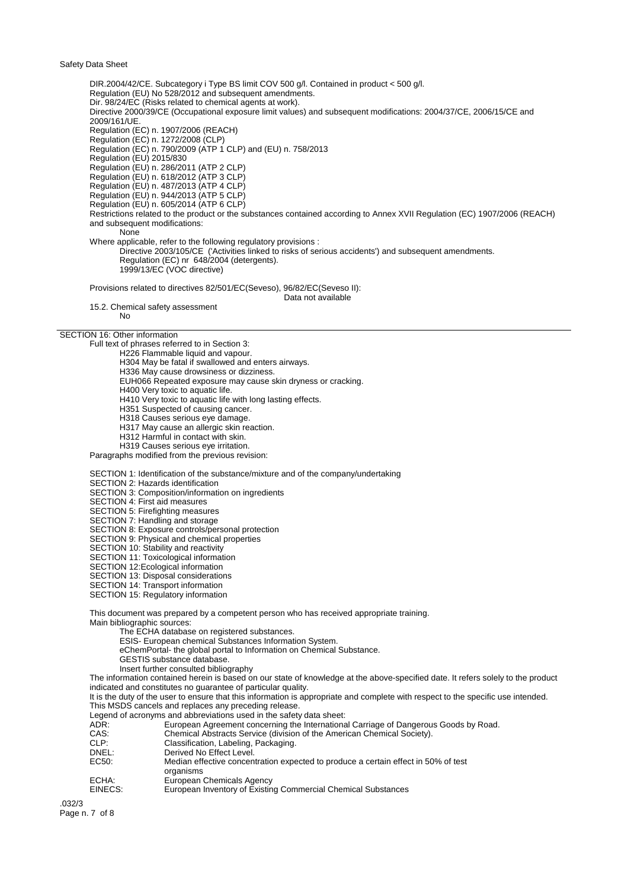DIR.2004/42/CE. Subcategory i Type BS limit COV 500 g/l. Contained in product < 500 g/l.
Regulation (EU) No 528/2012 and subsequent amendments.
Dir. 98/24/EC (Risks related to chemical agents at work).
Directive 2000/39/CE (Occupational exposure limit values) and subsequent modifications: 2004/37/CE, 2006/15/CE and 2009/161/UE.
Regulation (EC) n. 1907/2006 (REACH)
Regulation (EC) n. 1272/2008 (CLP)
Regulation (EC) n. 790/2009 (ATP 1 CLP) and (EU) n. 758/2013
Regulation (EU) 2015/830
Regulation (EU) n. 286/2011 (ATP 2 CLP)
Regulation (EU) n. 618/2012 (ATP 3 CLP)
Regulation (EU) n. 487/2013 (ATP 4 CLP)
Regulation (EU) n. 944/2013 (ATP 5 CLP)
Regulation (EU) n. 605/2014 (ATP 6 CLP)
Restrictions related to the product or the substances contained according to Annex XVII Regulation (EC) 1907/2006 (REACH) and subsequent modifications:

None

Where applicable, refer to the following regulatory provisions :

Directive 2003/105/CE ('Activities linked to risks of serious accidents') and subsequent amendments.
Regulation (EC) nr 648/2004 (detergents).
1999/13/EC (VOC directive)

Provisions related to directives 82/501/EC(Seveso), 96/82/EC(Seveso II):

Data not available

15.2. Chemical safety assessment

No

## SECTION 16: Other information

Full text of phrases referred to in Section 3:

H226 Flammable liquid and vapour.
H304 May be fatal if swallowed and enters airways.
H336 May cause drowsiness or dizziness.
EUH066 Repeated exposure may cause skin dryness or cracking.
H400 Very toxic to aquatic life.
H410 Very toxic to aquatic life with long lasting effects.
H351 Suspected of causing cancer.
H318 Causes serious eye damage.
H317 May cause an allergic skin reaction.
H312 Harmful in contact with skin.
H319 Causes serious eye irritation.

Paragraphs modified from the previous revision:

SECTION 1: Identification of the substance/mixture and of the company/undertaking
SECTION 2: Hazards identification
SECTION 3: Composition/information on ingredients
SECTION 4: First aid measures
SECTION 5: Firefighting measures
SECTION 7: Handling and storage
SECTION 8: Exposure controls/personal protection
SECTION 9: Physical and chemical properties
SECTION 10: Stability and reactivity
SECTION 11: Toxicological information
SECTION 12:Ecological information
SECTION 13: Disposal considerations
SECTION 14: Transport information
SECTION 15: Regulatory information

This document was prepared by a competent person who has received appropriate training.
Main bibliographic sources:

The ECHA database on registered substances.
ESIS- European chemical Substances Information System.
eChemPortal- the global portal to Information on Chemical Substance.
GESTIS substance database.
Insert further consulted bibliography

The information contained herein is based on our state of knowledge at the above-specified date. It refers solely to the product indicated and constitutes no guarantee of particular quality.
It is the duty of the user to ensure that this information is appropriate and complete with respect to the specific use intended.
This MSDS cancels and replaces any preceding release.
Legend of acronyms and abbreviations used in the safety data sheet:

| | |
|---|---|
| ADR: | European Agreement concerning the International Carriage of Dangerous Goods by Road. |
| CAS: | Chemical Abstracts Service (division of the American Chemical Society). |
| CLP: | Classification, Labeling, Packaging. |
| DNEL: | Derived No Effect Level. |
| EC50: | Median effective concentration expected to produce a certain effect in 50% of test organisms |
| ECHA: | European Chemicals Agency |
| EINECS: | European Inventory of Existing Commercial Chemical Substances |

.032/3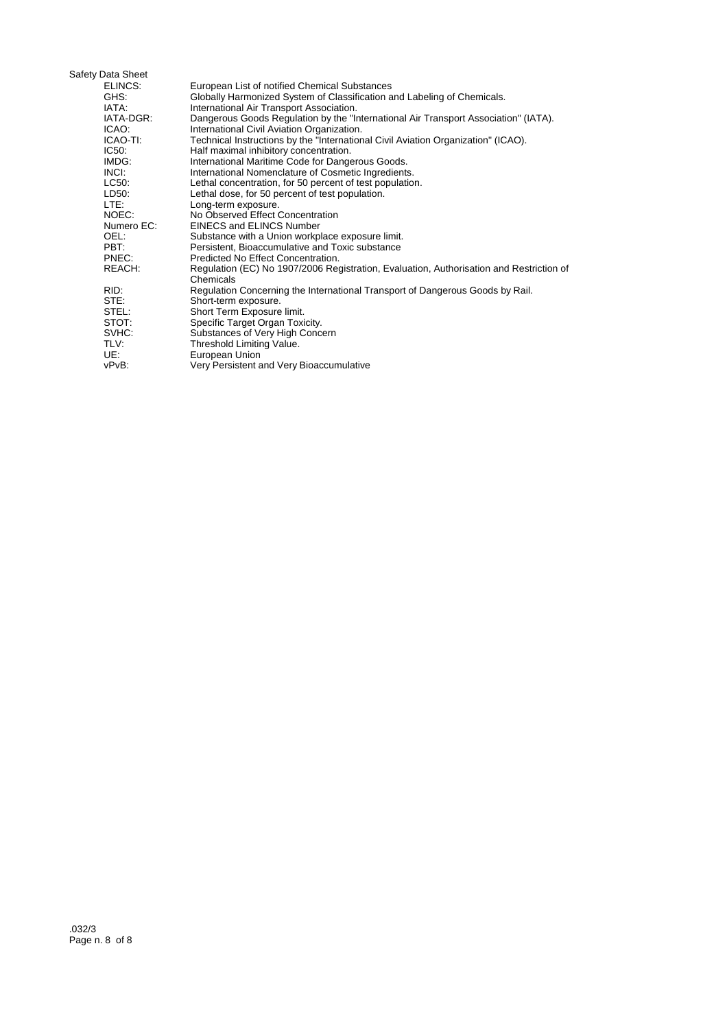| | |
|---|---|
| ELINCS: | European List of notified Chemical Substances |
| GHS: | Globally Harmonized System of Classification and Labeling of Chemicals. |
| IATA: | International Air Transport Association. |
| IATA-DGR: | Dangerous Goods Regulation by the "International Air Transport Association" (IATA). |
| ICAO: | International Civil Aviation Organization. |
| ICAO-TI: | Technical Instructions by the "International Civil Aviation Organization" (ICAO). |
| IC50: | Half maximal inhibitory concentration. |
| IMDG: | International Maritime Code for Dangerous Goods. |
| INCI: | International Nomenclature of Cosmetic Ingredients. |
| LC50: | Lethal concentration, for 50 percent of test population. |
| LD50: | Lethal dose, for 50 percent of test population. |
| LTE: | Long-term exposure. |
| NOEC: | No Observed Effect Concentration |
| Numero EC: | EINECS and ELINCS Number |
| OEL: | Substance with a Union workplace exposure limit. |
| PBT: | Persistent, Bioaccumulative and Toxic substance |
| PNEC: | Predicted No Effect Concentration. |
| REACH: | Regulation (EC) No 1907/2006 Registration, Evaluation, Authorisation and Restriction of Chemicals |
| RID: | Regulation Concerning the International Transport of Dangerous Goods by Rail. |
| STE: | Short-term exposure. |
| STEL: | Short Term Exposure limit. |
| STOT: | Specific Target Organ Toxicity. |
| SVHC: | Substances of Very High Concern |
| TLV: | Threshold Limiting Value. |
| UE: | European Union |
| vPvB: | Very Persistent and Very Bioaccumulative |